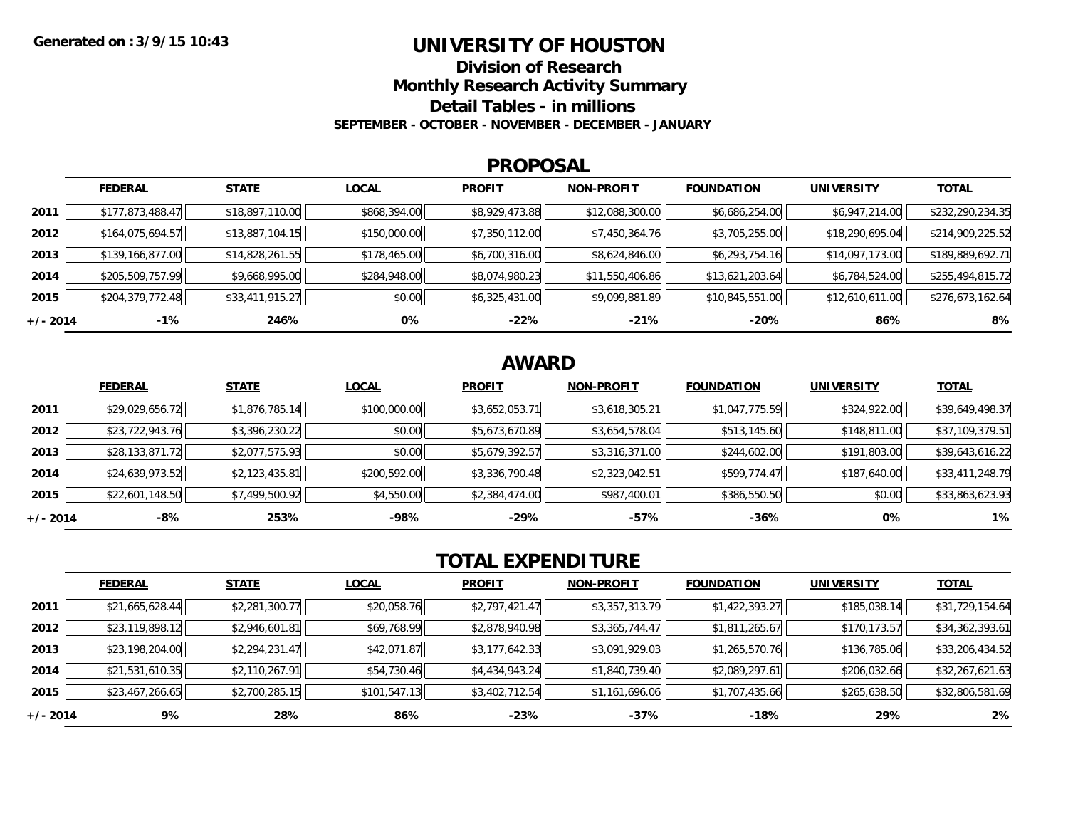Generated on :3/9/15 10:43

# UNIVERSITY OF HOUSTON

## Division of Research

## Monthly Research Activity Summary

## Detail Tables - in millions

### SEPTEMBER - OCTOBER - NOVEMBER - DECEMBER - JANUARY

## PROPOSAL

| | FEDERAL | STATE | LOCAL | PROFIT | NON-PROFIT | FOUNDATION | UNIVERSITY | TOTAL |
|---|---|---|---|---|---|---|---|---|
| 2011 | $177,873,488.47 | $18,897,110.00 | $868,394.00 | $8,929,473.88 | $12,088,300.00 | $6,686,254.00 | $6,947,214.00 | $232,290,234.35 |
| 2012 | $164,075,694.57 | $13,887,104.15 | $150,000.00 | $7,350,112.00 | $7,450,364.76 | $3,705,255.00 | $18,290,695.04 | $214,909,225.52 |
| 2013 | $139,166,877.00 | $14,828,261.55 | $178,465.00 | $6,700,316.00 | $8,624,846.00 | $6,293,754.16 | $14,097,173.00 | $189,889,692.71 |
| 2014 | $205,509,757.99 | $9,668,995.00 | $284,948.00 | $8,074,980.23 | $11,550,406.86 | $13,621,203.64 | $6,784,524.00 | $255,494,815.72 |
| 2015 | $204,379,772.48 | $33,411,915.27 | $0.00 | $6,325,431.00 | $9,099,881.89 | $10,845,551.00 | $12,610,611.00 | $276,673,162.64 |
| +/- 2014 | -1% | 246% | 0% | -22% | -21% | -20% | 86% | 8% |

## AWARD

| | FEDERAL | STATE | LOCAL | PROFIT | NON-PROFIT | FOUNDATION | UNIVERSITY | TOTAL |
|---|---|---|---|---|---|---|---|---|
| 2011 | $29,029,656.72 | $1,876,785.14 | $100,000.00 | $3,652,053.71 | $3,618,305.21 | $1,047,775.59 | $324,922.00 | $39,649,498.37 |
| 2012 | $23,722,943.76 | $3,396,230.22 | $0.00 | $5,673,670.89 | $3,654,578.04 | $513,145.60 | $148,811.00 | $37,109,379.51 |
| 2013 | $28,133,871.72 | $2,077,575.93 | $0.00 | $5,679,392.57 | $3,316,371.00 | $244,602.00 | $191,803.00 | $39,643,616.22 |
| 2014 | $24,639,973.52 | $2,123,435.81 | $200,592.00 | $3,336,790.48 | $2,323,042.51 | $599,774.47 | $187,640.00 | $33,411,248.79 |
| 2015 | $22,601,148.50 | $7,499,500.92 | $4,550.00 | $2,384,474.00 | $987,400.01 | $386,550.50 | $0.00 | $33,863,623.93 |
| +/- 2014 | -8% | 253% | -98% | -29% | -57% | -36% | 0% | 1% |

## TOTAL EXPENDITURE

| | FEDERAL | STATE | LOCAL | PROFIT | NON-PROFIT | FOUNDATION | UNIVERSITY | TOTAL |
|---|---|---|---|---|---|---|---|---|
| 2011 | $21,665,628.44 | $2,281,300.77 | $20,058.76 | $2,797,421.47 | $3,357,313.79 | $1,422,393.27 | $185,038.14 | $31,729,154.64 |
| 2012 | $23,119,898.12 | $2,946,601.81 | $69,768.99 | $2,878,940.98 | $3,365,744.47 | $1,811,265.67 | $170,173.57 | $34,362,393.61 |
| 2013 | $23,198,204.00 | $2,294,231.47 | $42,071.87 | $3,177,642.33 | $3,091,929.03 | $1,265,570.76 | $136,785.06 | $33,206,434.52 |
| 2014 | $21,531,610.35 | $2,110,267.91 | $54,730.46 | $4,434,943.24 | $1,840,739.40 | $2,089,297.61 | $206,032.66 | $32,267,621.63 |
| 2015 | $23,467,266.65 | $2,700,285.15 | $101,547.13 | $3,402,712.54 | $1,161,696.06 | $1,707,435.66 | $265,638.50 | $32,806,581.69 |
| +/- 2014 | 9% | 28% | 86% | -23% | -37% | -18% | 29% | 2% |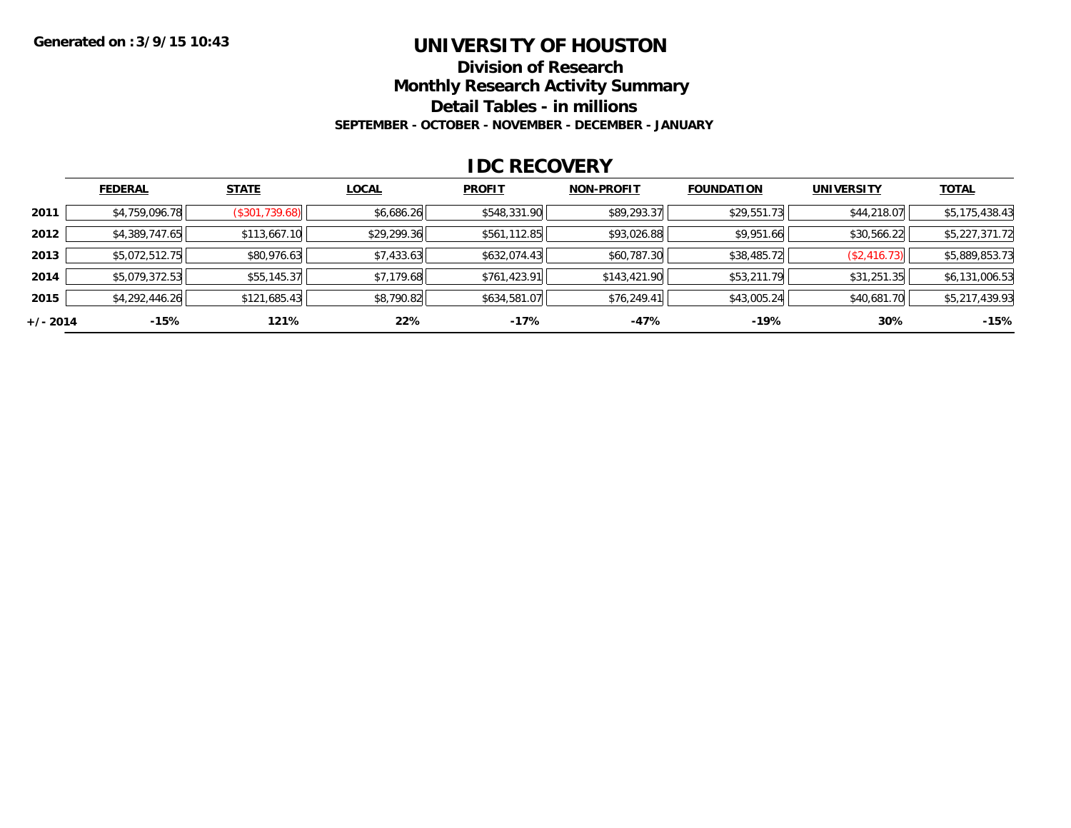**Generated on :3/9/15 10:43**

# UNIVERSITY OF HOUSTON

## Division of Research

## Monthly Research Activity Summary

## Detail Tables - in millions

**SEPTEMBER - OCTOBER - NOVEMBER - DECEMBER - JANUARY**

## IDC RECOVERY

| | FEDERAL | STATE | LOCAL | PROFIT | NON-PROFIT | FOUNDATION | UNIVERSITY | TOTAL |
|---|---|---|---|---|---|---|---|---|
| **2011** | $4,759,096.78 | ($301,739.68) | $6,686.26 | $548,331.90 | $89,293.37 | $29,551.73 | $44,218.07 | $5,175,438.43 |
| **2012** | $4,389,747.65 | $113,667.10 | $29,299.36 | $561,112.85 | $93,026.88 | $9,951.66 | $30,566.22 | $5,227,371.72 |
| **2013** | $5,072,512.75 | $80,976.63 | $7,433.63 | $632,074.43 | $60,787.30 | $38,485.72 | ($2,416.73) | $5,889,853.73 |
| **2014** | $5,079,372.53 | $55,145.37 | $7,179.68 | $761,423.91 | $143,421.90 | $53,211.79 | $31,251.35 | $6,131,006.53 |
| **2015** | $4,292,446.26 | $121,685.43 | $8,790.82 | $634,581.07 | $76,249.41 | $43,005.24 | $40,681.70 | $5,217,439.93 |
| **+/- 2014** | **-15%** | **121%** | **22%** | **-17%** | **-47%** | **-19%** | **30%** | **-15%** |